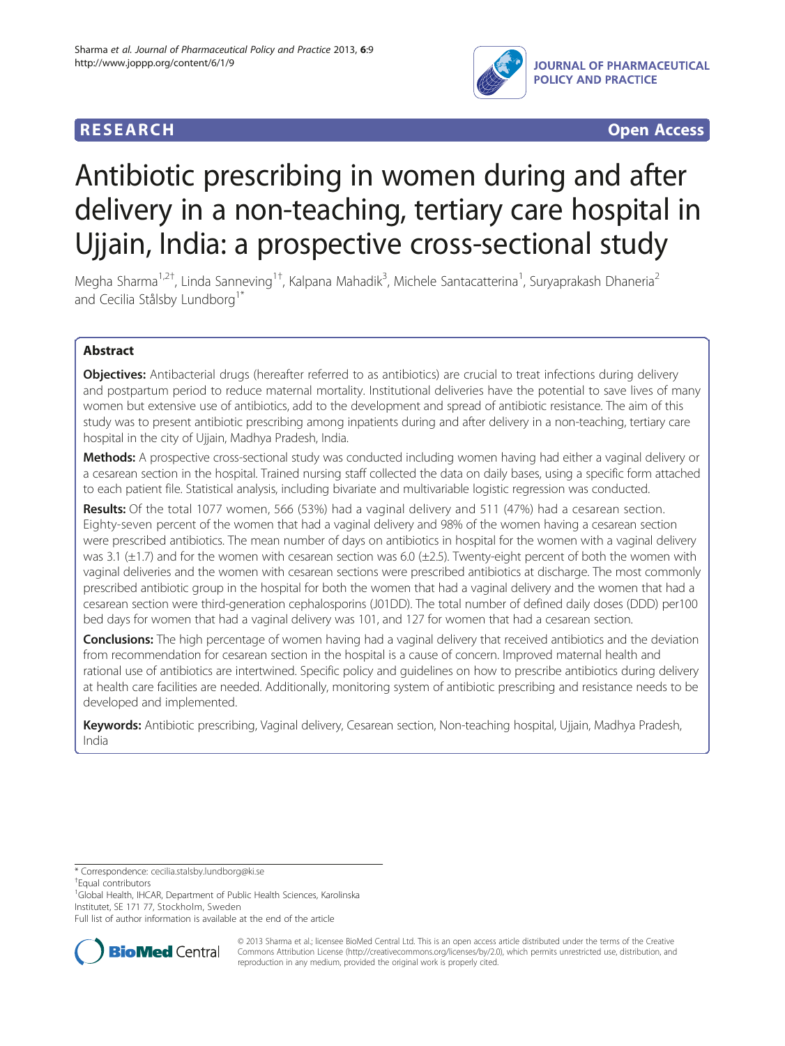**RESEARCH** **Open Access**

# Antibiotic prescribing in women during and after delivery in a non-teaching, tertiary care hospital in Ujjain, India: a prospective cross-sectional study

Megha Sharma[1,2†], Linda Sanneving[1†], Kalpana Mahadik[3], Michele Santacatterina[1], Suryaprakash Dhaneria[2] and Cecilia Stålsby Lundborg[1*]

## Abstract

**Objectives:** Antibacterial drugs (hereafter referred to as antibiotics) are crucial to treat infections during delivery and postpartum period to reduce maternal mortality. Institutional deliveries have the potential to save lives of many women but extensive use of antibiotics, add to the development and spread of antibiotic resistance. The aim of this study was to present antibiotic prescribing among inpatients during and after delivery in a non-teaching, tertiary care hospital in the city of Ujjain, Madhya Pradesh, India.

**Methods:** A prospective cross-sectional study was conducted including women having had either a vaginal delivery or a cesarean section in the hospital. Trained nursing staff collected the data on daily bases, using a specific form attached to each patient file. Statistical analysis, including bivariate and multivariable logistic regression was conducted.

**Results:** Of the total 1077 women, 566 (53%) had a vaginal delivery and 511 (47%) had a cesarean section. Eighty-seven percent of the women that had a vaginal delivery and 98% of the women having a cesarean section were prescribed antibiotics. The mean number of days on antibiotics in hospital for the women with a vaginal delivery was 3.1 (±1.7) and for the women with cesarean section was 6.0 (±2.5). Twenty-eight percent of both the women with vaginal deliveries and the women with cesarean sections were prescribed antibiotics at discharge. The most commonly prescribed antibiotic group in the hospital for both the women that had a vaginal delivery and the women that had a cesarean section were third-generation cephalosporins (J01DD). The total number of defined daily doses (DDD) per100 bed days for women that had a vaginal delivery was 101, and 127 for women that had a cesarean section.

**Conclusions:** The high percentage of women having had a vaginal delivery that received antibiotics and the deviation from recommendation for cesarean section in the hospital is a cause of concern. Improved maternal health and rational use of antibiotics are intertwined. Specific policy and guidelines on how to prescribe antibiotics during delivery at health care facilities are needed. Additionally, monitoring system of antibiotic prescribing and resistance needs to be developed and implemented.

**Keywords:** Antibiotic prescribing, Vaginal delivery, Cesarean section, Non-teaching hospital, Ujjain, Madhya Pradesh, India

---

\* Correspondence: cecilia.stalsby.lundborg@ki.se

†Equal contributors

[1]Global Health, IHCAR, Department of Public Health Sciences, Karolinska Institutet, SE 171 77, Stockholm, Sweden

Full list of author information is available at the end of the article

© 2013 Sharma et al.; licensee BioMed Central Ltd. This is an open access article distributed under the terms of the Creative Commons Attribution License (http://creativecommons.org/licenses/by/2.0), which permits unrestricted use, distribution, and reproduction in any medium, provided the original work is properly cited.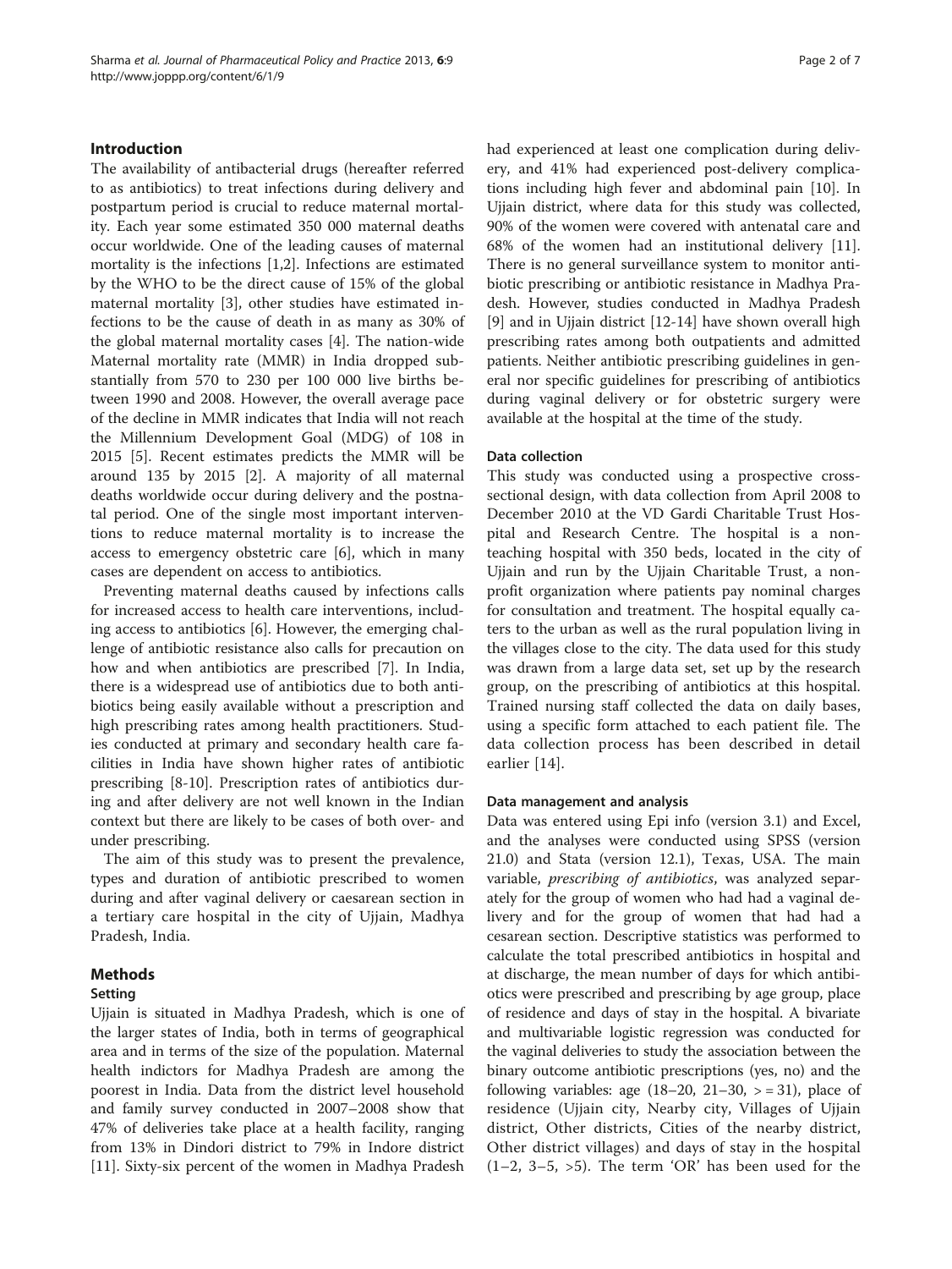## Introduction

The availability of antibacterial drugs (hereafter referred to as antibiotics) to treat infections during delivery and postpartum period is crucial to reduce maternal mortality. Each year some estimated 350 000 maternal deaths occur worldwide. One of the leading causes of maternal mortality is the infections [1,2]. Infections are estimated by the WHO to be the direct cause of 15% of the global maternal mortality [3], other studies have estimated infections to be the cause of death in as many as 30% of the global maternal mortality cases [4]. The nation-wide Maternal mortality rate (MMR) in India dropped substantially from 570 to 230 per 100 000 live births between 1990 and 2008. However, the overall average pace of the decline in MMR indicates that India will not reach the Millennium Development Goal (MDG) of 108 in 2015 [5]. Recent estimates predicts the MMR will be around 135 by 2015 [2]. A majority of all maternal deaths worldwide occur during delivery and the postnatal period. One of the single most important interventions to reduce maternal mortality is to increase the access to emergency obstetric care [6], which in many cases are dependent on access to antibiotics.

Preventing maternal deaths caused by infections calls for increased access to health care interventions, including access to antibiotics [6]. However, the emerging challenge of antibiotic resistance also calls for precaution on how and when antibiotics are prescribed [7]. In India, there is a widespread use of antibiotics due to both antibiotics being easily available without a prescription and high prescribing rates among health practitioners. Studies conducted at primary and secondary health care facilities in India have shown higher rates of antibiotic prescribing [8-10]. Prescription rates of antibiotics during and after delivery are not well known in the Indian context but there are likely to be cases of both over- and under prescribing.

The aim of this study was to present the prevalence, types and duration of antibiotic prescribed to women during and after vaginal delivery or caesarean section in a tertiary care hospital in the city of Ujjain, Madhya Pradesh, India.

## Methods

### Setting

Ujjain is situated in Madhya Pradesh, which is one of the larger states of India, both in terms of geographical area and in terms of the size of the population. Maternal health indictors for Madhya Pradesh are among the poorest in India. Data from the district level household and family survey conducted in 2007–2008 show that 47% of deliveries take place at a health facility, ranging from 13% in Dindori district to 79% in Indore district [11]. Sixty-six percent of the women in Madhya Pradesh had experienced at least one complication during delivery, and 41% had experienced post-delivery complications including high fever and abdominal pain [10]. In Ujjain district, where data for this study was collected, 90% of the women were covered with antenatal care and 68% of the women had an institutional delivery [11]. There is no general surveillance system to monitor antibiotic prescribing or antibiotic resistance in Madhya Pradesh. However, studies conducted in Madhya Pradesh [9] and in Ujjain district [12-14] have shown overall high prescribing rates among both outpatients and admitted patients. Neither antibiotic prescribing guidelines in general nor specific guidelines for prescribing of antibiotics during vaginal delivery or for obstetric surgery were available at the hospital at the time of the study.

### Data collection

This study was conducted using a prospective cross-sectional design, with data collection from April 2008 to December 2010 at the VD Gardi Charitable Trust Hospital and Research Centre. The hospital is a non-teaching hospital with 350 beds, located in the city of Ujjain and run by the Ujjain Charitable Trust, a non-profit organization where patients pay nominal charges for consultation and treatment. The hospital equally caters to the urban as well as the rural population living in the villages close to the city. The data used for this study was drawn from a large data set, set up by the research group, on the prescribing of antibiotics at this hospital. Trained nursing staff collected the data on daily bases, using a specific form attached to each patient file. The data collection process has been described in detail earlier [14].

### Data management and analysis

Data was entered using Epi info (version 3.1) and Excel, and the analyses were conducted using SPSS (version 21.0) and Stata (version 12.1), Texas, USA. The main variable, *prescribing of antibiotics*, was analyzed separately for the group of women who had had a vaginal delivery and for the group of women that had had a cesarean section. Descriptive statistics was performed to calculate the total prescribed antibiotics in hospital and at discharge, the mean number of days for which antibiotics were prescribed and prescribing by age group, place of residence and days of stay in the hospital. A bivariate and multivariable logistic regression was conducted for the vaginal deliveries to study the association between the binary outcome antibiotic prescriptions (yes, no) and the following variables: age (18–20, 21–30, > = 31), place of residence (Ujjain city, Nearby city, Villages of Ujjain district, Other districts, Cities of the nearby district, Other district villages) and days of stay in the hospital (1–2, 3–5, >5). The term 'OR' has been used for the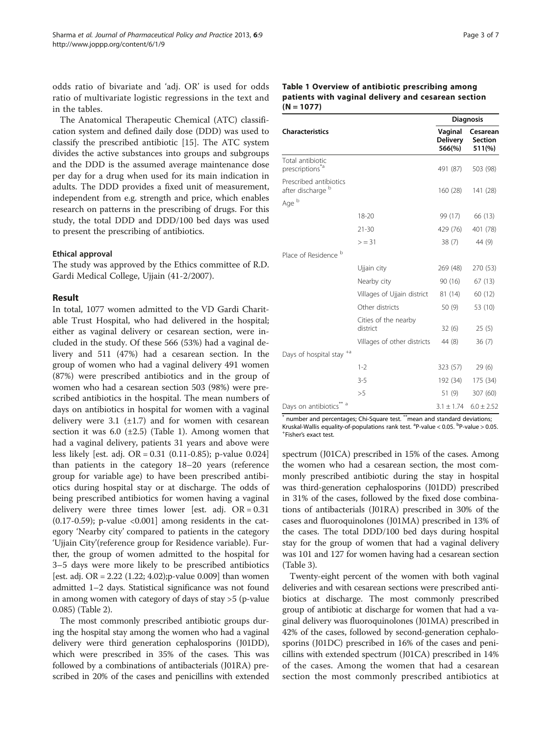odds ratio of bivariate and 'adj. OR' is used for odds ratio of multivariate logistic regressions in the text and in the tables.

The Anatomical Therapeutic Chemical (ATC) classification system and defined daily dose (DDD) was used to classify the prescribed antibiotic [15]. The ATC system divides the active substances into groups and subgroups and the DDD is the assumed average maintenance dose per day for a drug when used for its main indication in adults. The DDD provides a fixed unit of measurement, independent from e.g. strength and price, which enables research on patterns in the prescribing of drugs. For this study, the total DDD and DDD/100 bed days was used to present the prescribing of antibiotics.

### Ethical approval

The study was approved by the Ethics committee of R.D. Gardi Medical College, Ujjain (41-2/2007).

## Result

In total, 1077 women admitted to the VD Gardi Charitable Trust Hospital, who had delivered in the hospital; either as vaginal delivery or cesarean section, were included in the study. Of these 566 (53%) had a vaginal delivery and 511 (47%) had a cesarean section. In the group of women who had a vaginal delivery 491 women (87%) were prescribed antibiotics and in the group of women who had a cesarean section 503 (98%) were prescribed antibiotics in the hospital. The mean numbers of days on antibiotics in hospital for women with a vaginal delivery were 3.1 (±1.7) and for women with cesarean section it was 6.0 (±2.5) (Table 1). Among women that had a vaginal delivery, patients 31 years and above were less likely [est. adj. OR = 0.31 (0.11-0.85); p-value 0.024] than patients in the category 18–20 years (reference group for variable age) to have been prescribed antibiotics during hospital stay or at discharge. The odds of being prescribed antibiotics for women having a vaginal delivery were three times lower [est. adj. OR = 0.31 (0.17-0.59); p-value <0.001] among residents in the category 'Nearby city' compared to patients in the category 'Ujjain City'(reference group for Residence variable). Further, the group of women admitted to the hospital for 3–5 days were more likely to be prescribed antibiotics [est. adj. OR = 2.22 (1.22; 4.02);p-value 0.009] than women admitted 1–2 days. Statistical significance was not found in among women with category of days of stay >5 (p-value 0.085) (Table 2).

The most commonly prescribed antibiotic groups during the hospital stay among the women who had a vaginal delivery were third generation cephalosporins (J01DD), which were prescribed in 35% of the cases. This was followed by a combinations of antibacterials (J01RA) prescribed in 20% of the cases and penicillins with extended spectrum (J01CA) prescribed in 15% of the cases. Among the women who had a cesarean section, the most commonly prescribed antibiotic during the stay in hospital was third-generation cephalosporins (J01DD) prescribed in 31% of the cases, followed by the fixed dose combinations of antibacterials (J01RA) prescribed in 30% of the cases and fluoroquinolones (J01MA) prescribed in 13% of the cases. The total DDD/100 bed days during hospital stay for the group of women that had a vaginal delivery was 101 and 127 for women having had a cesarean section (Table 3).

Twenty-eight percent of the women with both vaginal deliveries and with cesarean sections were prescribed antibiotics at discharge. The most commonly prescribed group of antibiotic at discharge for women that had a vaginal delivery was fluoroquinolones (J01MA) prescribed in 42% of the cases, followed by second-generation cephalosporins (J01DC) prescribed in 16% of the cases and penicillins with extended spectrum (J01CA) prescribed in 14% of the cases. Among the women that had a cesarean section the most commonly prescribed antibiotics at

**Table 1 Overview of antibiotic prescribing among patients with vaginal delivery and cesarean section (N = 1077)**

| Characteristics | | Diagnosis | |
|---|---|---|---|
| | | Vaginal Delivery 566(%) | Cesarean Section 511(%) |
| Total antibiotic prescriptions[*a] | | 491 (87) | 503 (98) |
| Prescribed antibiotics after discharge [b] | | 160 (28) | 141 (28) |
| Age [b] | | | |
| | 18-20 | 99 (17) | 66 (13) |
| | 21-30 | 429 (76) | 401 (78) |
| | > = 31 | 38 (7) | 44 (9) |
| Place of Residence [b] | | | |
| | Ujjain city | 269 (48) | 270 (53) |
| | Nearby city | 90 (16) | 67 (13) |
| | Villages of Ujjain district | 81 (14) | 60 (12) |
| | Other districts | 50 (9) | 53 (10) |
| | Cities of the nearby district | 32 (6) | 25 (5) |
| | Villages of other districts | 44 (8) | 36 (7) |
| Days of hospital stay [+a] | | | |
| | 1-2 | 323 (57) | 29 (6) |
| | 3-5 | 192 (34) | 175 (34) |
| | >5 | 51 (9) | 307 (60) |
| Days on antibiotics[** a] | | 3.1 ± 1.74 | 6.0 ± 2.52 |

[*] number and percentages; Chi-Square test. [**]mean and standard deviations; Kruskal-Wallis equality-of-populations rank test. [a]P-value < 0.05. [b]P-value > 0.05. [+]Fisher's exact test.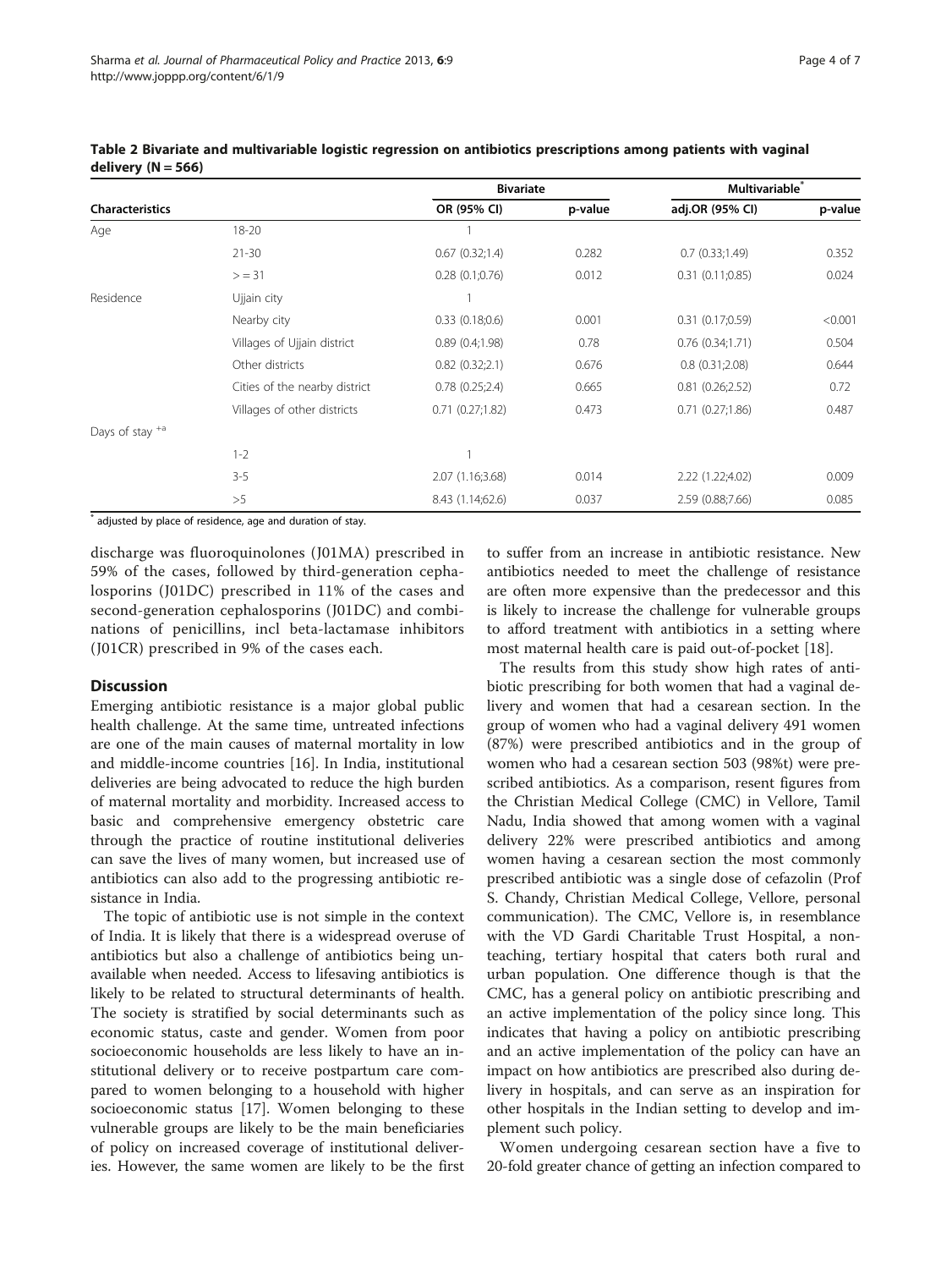**Table 2 Bivariate and multivariable logistic regression on antibiotics prescriptions among patients with vaginal delivery (N = 566)**

| Characteristics | | Bivariate | | Multivariable* | |
|---|---|---|---|---|---|
| | | OR (95% CI) | p-value | adj.OR (95% CI) | p-value |
| Age | 18-20 | 1 | | | |
| | 21-30 | 0.67 (0.32;1.4) | 0.282 | 0.7 (0.33;1.49) | 0.352 |
| | > = 31 | 0.28 (0.1;0.76) | 0.012 | 0.31 (0.11;0.85) | 0.024 |
| Residence | Ujjain city | 1 | | | |
| | Nearby city | 0.33 (0.18;0.6) | 0.001 | 0.31 (0.17;0.59) | <0.001 |
| | Villages of Ujjain district | 0.89 (0.4;1.98) | 0.78 | 0.76 (0.34;1.71) | 0.504 |
| | Other districts | 0.82 (0.32;2.1) | 0.676 | 0.8 (0.31;2.08) | 0.644 |
| | Cities of the nearby district | 0.78 (0.25;2.4) | 0.665 | 0.81 (0.26;2.52) | 0.72 |
| | Villages of other districts | 0.71 (0.27;1.82) | 0.473 | 0.71 (0.27;1.86) | 0.487 |
| Days of stay [+a] | | | | | |
| | 1-2 | 1 | | | |
| | 3-5 | 2.07 (1.16;3.68) | 0.014 | 2.22 (1.22;4.02) | 0.009 |
| | >5 | 8.43 (1.14;62.6) | 0.037 | 2.59 (0.88;7.66) | 0.085 |

* adjusted by place of residence, age and duration of stay.

discharge was fluoroquinolones (J01MA) prescribed in 59% of the cases, followed by third-generation cephalosporins (J01DC) prescribed in 11% of the cases and second-generation cephalosporins (J01DC) and combinations of penicillins, incl beta-lactamase inhibitors (J01CR) prescribed in 9% of the cases each.

## Discussion

Emerging antibiotic resistance is a major global public health challenge. At the same time, untreated infections are one of the main causes of maternal mortality in low and middle-income countries [16]. In India, institutional deliveries are being advocated to reduce the high burden of maternal mortality and morbidity. Increased access to basic and comprehensive emergency obstetric care through the practice of routine institutional deliveries can save the lives of many women, but increased use of antibiotics can also add to the progressing antibiotic resistance in India.

The topic of antibiotic use is not simple in the context of India. It is likely that there is a widespread overuse of antibiotics but also a challenge of antibiotics being unavailable when needed. Access to lifesaving antibiotics is likely to be related to structural determinants of health. The society is stratified by social determinants such as economic status, caste and gender. Women from poor socioeconomic households are less likely to have an institutional delivery or to receive postpartum care compared to women belonging to a household with higher socioeconomic status [17]. Women belonging to these vulnerable groups are likely to be the main beneficiaries of policy on increased coverage of institutional deliveries. However, the same women are likely to be the first to suffer from an increase in antibiotic resistance. New antibiotics needed to meet the challenge of resistance are often more expensive than the predecessor and this is likely to increase the challenge for vulnerable groups to afford treatment with antibiotics in a setting where most maternal health care is paid out-of-pocket [18].

The results from this study show high rates of antibiotic prescribing for both women that had a vaginal delivery and women that had a cesarean section. In the group of women who had a vaginal delivery 491 women (87%) were prescribed antibiotics and in the group of women who had a cesarean section 503 (98%t) were prescribed antibiotics. As a comparison, resent figures from the Christian Medical College (CMC) in Vellore, Tamil Nadu, India showed that among women with a vaginal delivery 22% were prescribed antibiotics and among women having a cesarean section the most commonly prescribed antibiotic was a single dose of cefazolin (Prof S. Chandy, Christian Medical College, Vellore, personal communication). The CMC, Vellore is, in resemblance with the VD Gardi Charitable Trust Hospital, a non-teaching, tertiary hospital that caters both rural and urban population. One difference though is that the CMC, has a general policy on antibiotic prescribing and an active implementation of the policy since long. This indicates that having a policy on antibiotic prescribing and an active implementation of the policy can have an impact on how antibiotics are prescribed also during delivery in hospitals, and can serve as an inspiration for other hospitals in the Indian setting to develop and implement such policy.

Women undergoing cesarean section have a five to 20-fold greater chance of getting an infection compared to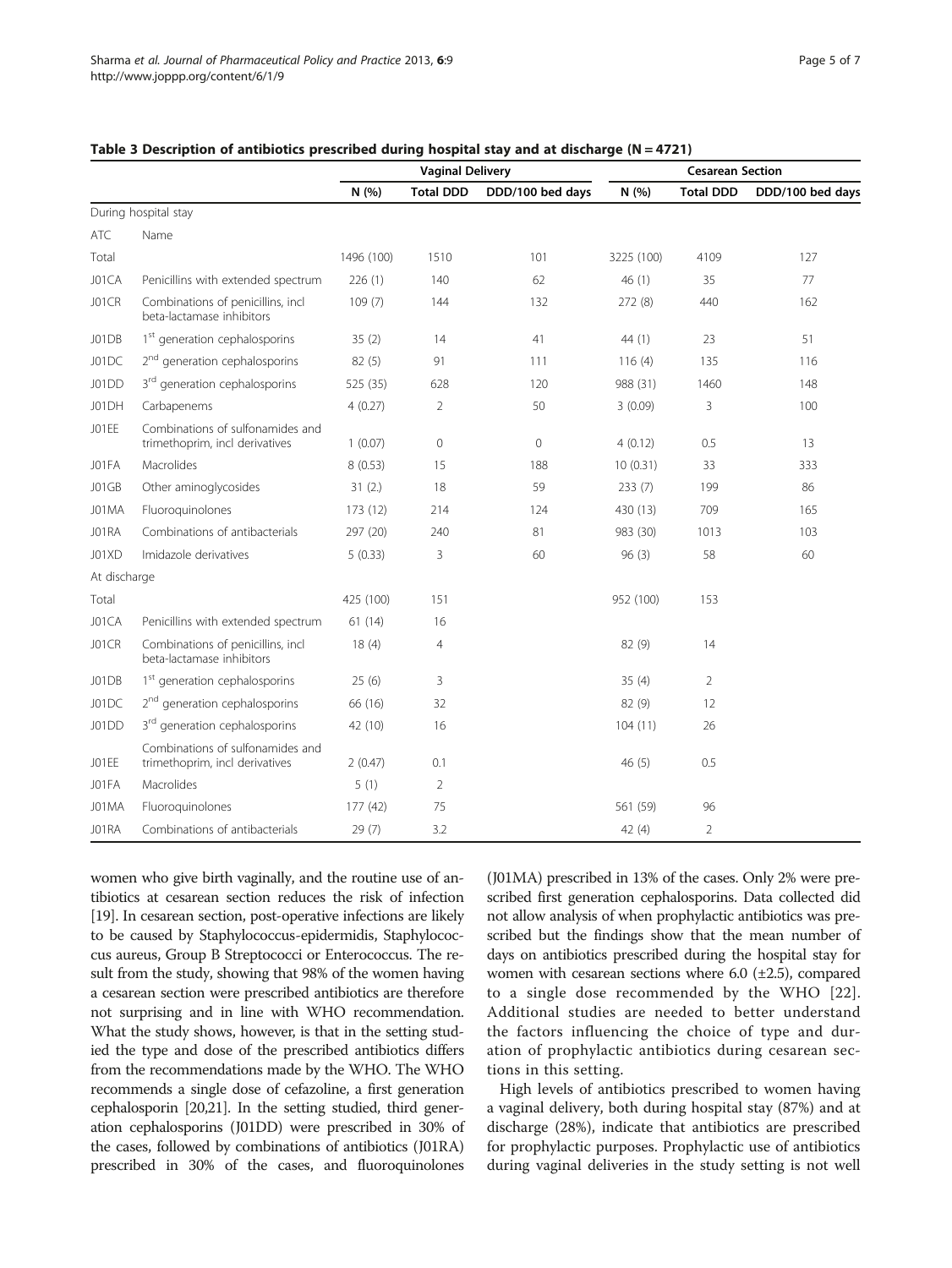**Table 3 Description of antibiotics prescribed during hospital stay and at discharge (N = 4721)**

| | | Vaginal Delivery | | | Cesarean Section | | |
|---|---|---|---|---|---|---|---|
| | | N (%) | Total DDD | DDD/100 bed days | N (%) | Total DDD | DDD/100 bed days |
| During hospital stay | | | | | | | |
| ATC | Name | | | | | | |
| Total | | 1496 (100) | 1510 | 101 | 3225 (100) | 4109 | 127 |
| J01CA | Penicillins with extended spectrum | 226 (1) | 140 | 62 | 46 (1) | 35 | 77 |
| J01CR | Combinations of penicillins, incl beta-lactamase inhibitors | 109 (7) | 144 | 132 | 272 (8) | 440 | 162 |
| J01DB | 1st generation cephalosporins | 35 (2) | 14 | 41 | 44 (1) | 23 | 51 |
| J01DC | 2nd generation cephalosporins | 82 (5) | 91 | 111 | 116 (4) | 135 | 116 |
| J01DD | 3rd generation cephalosporins | 525 (35) | 628 | 120 | 988 (31) | 1460 | 148 |
| J01DH | Carbapenems | 4 (0.27) | 2 | 50 | 3 (0.09) | 3 | 100 |
| J01EE | Combinations of sulfonamides and trimethoprim, incl derivatives | 1 (0.07) | 0 | 0 | 4 (0.12) | 0.5 | 13 |
| J01FA | Macrolides | 8 (0.53) | 15 | 188 | 10 (0.31) | 33 | 333 |
| J01GB | Other aminoglycosides | 31 (2.) | 18 | 59 | 233 (7) | 199 | 86 |
| J01MA | Fluoroquinolones | 173 (12) | 214 | 124 | 430 (13) | 709 | 165 |
| J01RA | Combinations of antibacterials | 297 (20) | 240 | 81 | 983 (30) | 1013 | 103 |
| J01XD | Imidazole derivatives | 5 (0.33) | 3 | 60 | 96 (3) | 58 | 60 |
| At discharge | | | | | | | |
| Total | | 425 (100) | 151 | | 952 (100) | 153 | |
| J01CA | Penicillins with extended spectrum | 61 (14) | 16 | | | | |
| J01CR | Combinations of penicillins, incl beta-lactamase inhibitors | 18 (4) | 4 | | 82 (9) | 14 | |
| J01DB | 1st generation cephalosporins | 25 (6) | 3 | | 35 (4) | 2 | |
| J01DC | 2nd generation cephalosporins | 66 (16) | 32 | | 82 (9) | 12 | |
| J01DD | 3rd generation cephalosporins | 42 (10) | 16 | | 104 (11) | 26 | |
| J01EE | Combinations of sulfonamides and trimethoprim, incl derivatives | 2 (0.47) | 0.1 | | 46 (5) | 0.5 | |
| J01FA | Macrolides | 5 (1) | 2 | | | | |
| J01MA | Fluoroquinolones | 177 (42) | 75 | | 561 (59) | 96 | |
| J01RA | Combinations of antibacterials | 29 (7) | 3.2 | | 42 (4) | 2 | |

women who give birth vaginally, and the routine use of antibiotics at cesarean section reduces the risk of infection [19]. In cesarean section, post-operative infections are likely to be caused by Staphylococcus-epidermidis, Staphylococcus aureus, Group B Streptococci or Enterococcus. The result from the study, showing that 98% of the women having a cesarean section were prescribed antibiotics are therefore not surprising and in line with WHO recommendation. What the study shows, however, is that in the setting studied the type and dose of the prescribed antibiotics differs from the recommendations made by the WHO. The WHO recommends a single dose of cefazoline, a first generation cephalosporin [20,21]. In the setting studied, third generation cephalosporins (J01DD) were prescribed in 30% of the cases, followed by combinations of antibiotics (J01RA) prescribed in 30% of the cases, and fluoroquinolones (J01MA) prescribed in 13% of the cases. Only 2% were prescribed first generation cephalosporins. Data collected did not allow analysis of when prophylactic antibiotics was prescribed but the findings show that the mean number of days on antibiotics prescribed during the hospital stay for women with cesarean sections where 6.0 (±2.5), compared to a single dose recommended by the WHO [22]. Additional studies are needed to better understand the factors influencing the choice of type and duration of prophylactic antibiotics during cesarean sections in this setting.

High levels of antibiotics prescribed to women having a vaginal delivery, both during hospital stay (87%) and at discharge (28%), indicate that antibiotics are prescribed for prophylactic purposes. Prophylactic use of antibiotics during vaginal deliveries in the study setting is not well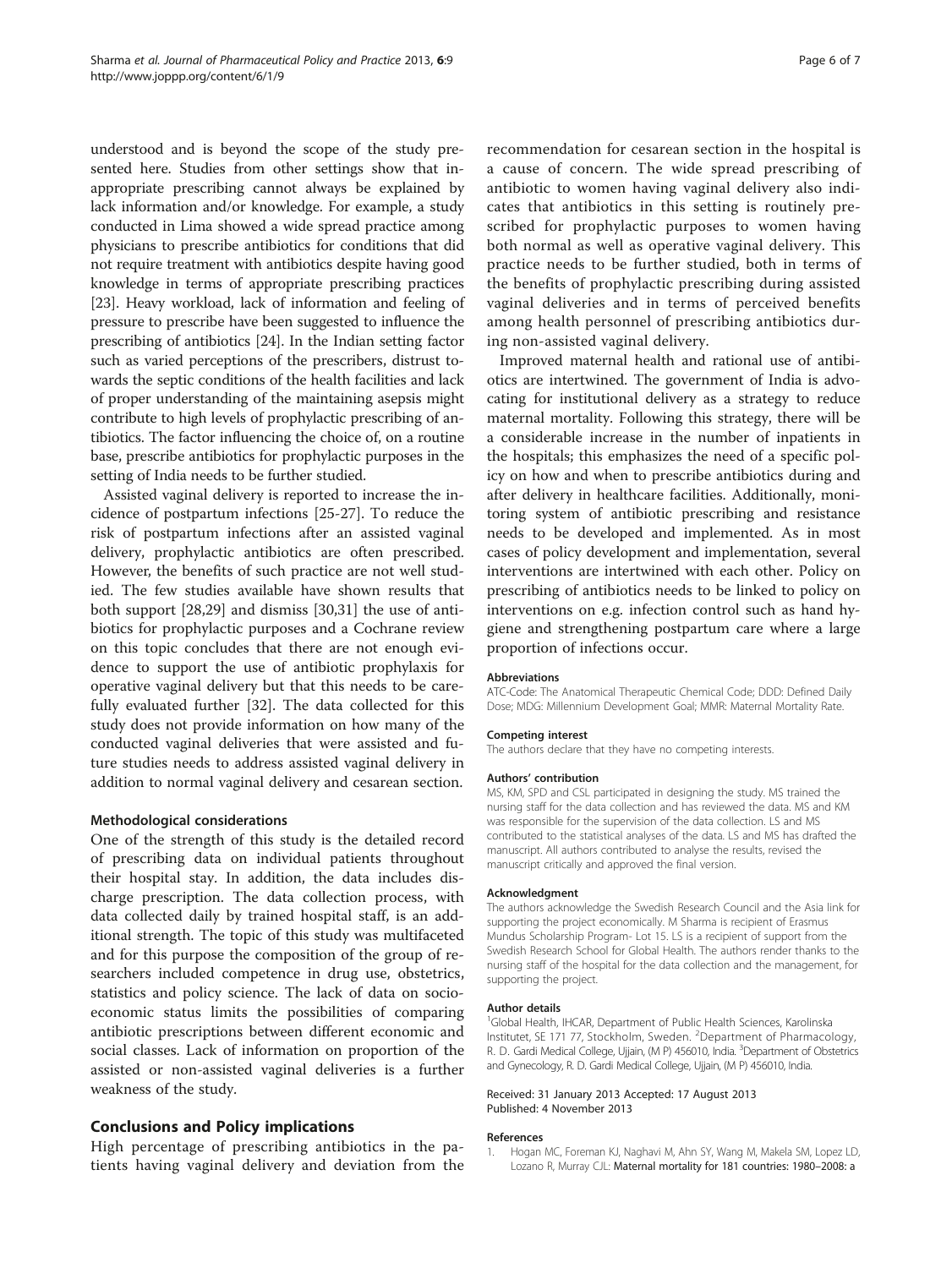understood and is beyond the scope of the study presented here. Studies from other settings show that inappropriate prescribing cannot always be explained by lack information and/or knowledge. For example, a study conducted in Lima showed a wide spread practice among physicians to prescribe antibiotics for conditions that did not require treatment with antibiotics despite having good knowledge in terms of appropriate prescribing practices [23]. Heavy workload, lack of information and feeling of pressure to prescribe have been suggested to influence the prescribing of antibiotics [24]. In the Indian setting factor such as varied perceptions of the prescribers, distrust towards the septic conditions of the health facilities and lack of proper understanding of the maintaining asepsis might contribute to high levels of prophylactic prescribing of antibiotics. The factor influencing the choice of, on a routine base, prescribe antibiotics for prophylactic purposes in the setting of India needs to be further studied.

Assisted vaginal delivery is reported to increase the incidence of postpartum infections [25-27]. To reduce the risk of postpartum infections after an assisted vaginal delivery, prophylactic antibiotics are often prescribed. However, the benefits of such practice are not well studied. The few studies available have shown results that both support [28,29] and dismiss [30,31] the use of antibiotics for prophylactic purposes and a Cochrane review on this topic concludes that there are not enough evidence to support the use of antibiotic prophylaxis for operative vaginal delivery but that this needs to be carefully evaluated further [32]. The data collected for this study does not provide information on how many of the conducted vaginal deliveries that were assisted and future studies needs to address assisted vaginal delivery in addition to normal vaginal delivery and cesarean section.

### Methodological considerations

One of the strength of this study is the detailed record of prescribing data on individual patients throughout their hospital stay. In addition, the data includes discharge prescription. The data collection process, with data collected daily by trained hospital staff, is an additional strength. The topic of this study was multifaceted and for this purpose the composition of the group of researchers included competence in drug use, obstetrics, statistics and policy science. The lack of data on socioeconomic status limits the possibilities of comparing antibiotic prescriptions between different economic and social classes. Lack of information on proportion of the assisted or non-assisted vaginal deliveries is a further weakness of the study.

## Conclusions and Policy implications

High percentage of prescribing antibiotics in the patients having vaginal delivery and deviation from the recommendation for cesarean section in the hospital is a cause of concern. The wide spread prescribing of antibiotic to women having vaginal delivery also indicates that antibiotics in this setting is routinely prescribed for prophylactic purposes to women having both normal as well as operative vaginal delivery. This practice needs to be further studied, both in terms of the benefits of prophylactic prescribing during assisted vaginal deliveries and in terms of perceived benefits among health personnel of prescribing antibiotics during non-assisted vaginal delivery.

Improved maternal health and rational use of antibiotics are intertwined. The government of India is advocating for institutional delivery as a strategy to reduce maternal mortality. Following this strategy, there will be a considerable increase in the number of inpatients in the hospitals; this emphasizes the need of a specific policy on how and when to prescribe antibiotics during and after delivery in healthcare facilities. Additionally, monitoring system of antibiotic prescribing and resistance needs to be developed and implemented. As in most cases of policy development and implementation, several interventions are intertwined with each other. Policy on prescribing of antibiotics needs to be linked to policy on interventions on e.g. infection control such as hand hygiene and strengthening postpartum care where a large proportion of infections occur.

#### Abbreviations

ATC-Code: The Anatomical Therapeutic Chemical Code; DDD: Defined Daily Dose; MDG: Millennium Development Goal; MMR: Maternal Mortality Rate.

#### Competing interest

The authors declare that they have no competing interests.

#### Authors' contribution

MS, KM, SPD and CSL participated in designing the study. MS trained the nursing staff for the data collection and has reviewed the data. MS and KM was responsible for the supervision of the data collection. LS and MS contributed to the statistical analyses of the data. LS and MS has drafted the manuscript. All authors contributed to analyse the results, revised the manuscript critically and approved the final version.

#### Acknowledgment

The authors acknowledge the Swedish Research Council and the Asia link for supporting the project economically. M Sharma is recipient of Erasmus Mundus Scholarship Program- Lot 15. LS is a recipient of support from the Swedish Research School for Global Health. The authors render thanks to the nursing staff of the hospital for the data collection and the management, for supporting the project.

#### Author details

[1]Global Health, IHCAR, Department of Public Health Sciences, Karolinska Institutet, SE 171 77, Stockholm, Sweden. [2]Department of Pharmacology, R. D. Gardi Medical College, Ujjain, (M P) 456010, India. [3]Department of Obstetrics and Gynecology, R. D. Gardi Medical College, Ujjain, (M P) 456010, India.

Received: 31 January 2013 Accepted: 17 August 2013
Published: 4 November 2013

#### References

1. Hogan MC, Foreman KJ, Naghavi M, Ahn SY, Wang M, Makela SM, Lopez LD, Lozano R, Murray CJL: **Maternal mortality for 181 countries: 1980–2008: a**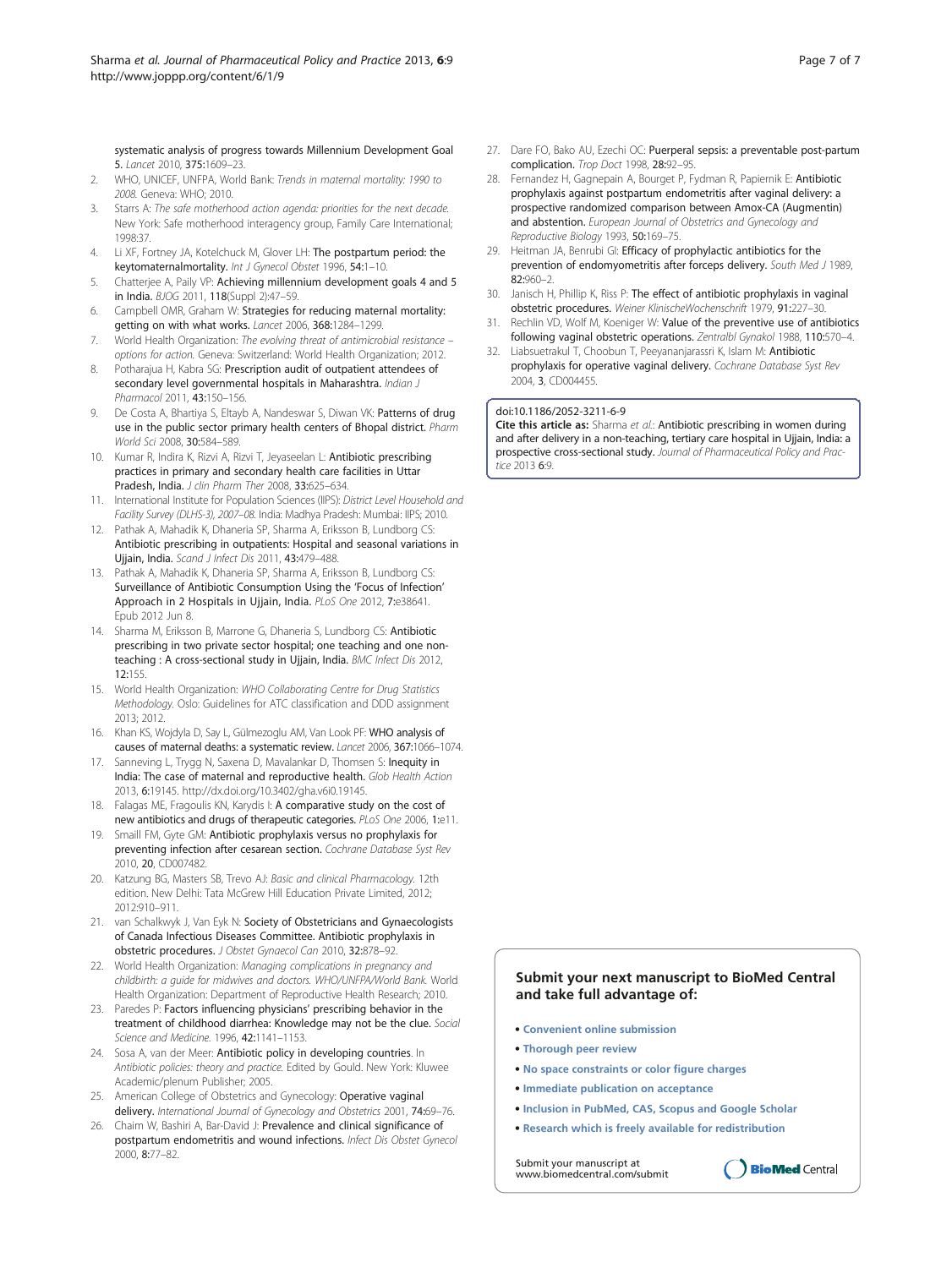systematic analysis of progress towards Millennium Development Goal 5. *Lancet* 2010, **375:**1609–23.
2. WHO, UNICEF, UNFPA, World Bank: *Trends in maternal mortality: 1990 to 2008.* Geneva: WHO; 2010.
3. Starrs A: *The safe motherhood action agenda: priorities for the next decade.* New York: Safe motherhood interagency group, Family Care International; 1998:37.
4. Li XF, Fortney JA, Kotelchuck M, Glover LH: **The postpartum period: the keytomaternalmortality.** *Int J Gynecol Obstet* 1996, **54:**1–10.
5. Chatterjee A, Paily VP: **Achieving millennium development goals 4 and 5 in India.** *BJOG* 2011, **118**(Suppl 2):47–59.
6. Campbell OMR, Graham W: **Strategies for reducing maternal mortality: getting on with what works.** *Lancet* 2006, **368:**1284–1299.
7. World Health Organization: *The evolving threat of antimicrobial resistance – options for action.* Geneva: Switzerland: World Health Organization; 2012.
8. Potharajua H, Kabra SG: **Prescription audit of outpatient attendees of secondary level governmental hospitals in Maharashtra.** *Indian J Pharmacol* 2011, **43:**150–156.
9. De Costa A, Bhartiya S, Eltayb A, Nandeswar S, Diwan VK: **Patterns of drug use in the public sector primary health centers of Bhopal district.** *Pharm World Sci* 2008, **30:**584–589.
10. Kumar R, Indira K, Rizvi A, Rizvi T, Jeyaseelan L: **Antibiotic prescribing practices in primary and secondary health care facilities in Uttar Pradesh, India.** *J clin Pharm Ther* 2008, **33:**625–634.
11. International Institute for Population Sciences (IIPS): *District Level Household and Facility Survey (DLHS-3), 2007–08.* India: Madhya Pradesh: Mumbai: IIPS; 2010.
12. Pathak A, Mahadik K, Dhaneria SP, Sharma A, Eriksson B, Lundborg CS: **Antibiotic prescribing in outpatients: Hospital and seasonal variations in Ujjain, India.** *Scand J Infect Dis* 2011, **43:**479–488.
13. Pathak A, Mahadik K, Dhaneria SP, Sharma A, Eriksson B, Lundborg CS: **Surveillance of Antibiotic Consumption Using the 'Focus of Infection' Approach in 2 Hospitals in Ujjain, India.** *PLoS One* 2012, **7:**e38641. Epub 2012 Jun 8.
14. Sharma M, Eriksson B, Marrone G, Dhaneria S, Lundborg CS: **Antibiotic prescribing in two private sector hospital; one teaching and one non-teaching : A cross-sectional study in Ujjain, India.** *BMC Infect Dis* 2012, **12:**155.
15. World Health Organization: *WHO Collaborating Centre for Drug Statistics Methodology.* Oslo: Guidelines for ATC classification and DDD assignment 2013; 2012.
16. Khan KS, Wojdyla D, Say L, Gülmezoglu AM, Van Look PF: **WHO analysis of causes of maternal deaths: a systematic review.** *Lancet* 2006, **367:**1066–1074.
17. Sanneving L, Trygg N, Saxena D, Mavalankar D, Thomsen S: **Inequity in India: The case of maternal and reproductive health.** *Glob Health Action* 2013, **6:**19145. http://dx.doi.org/10.3402/gha.v6i0.19145.
18. Falagas ME, Fragoulis KN, Karydis I: **A comparative study on the cost of new antibiotics and drugs of therapeutic categories.** *PLoS One* 2006, **1:**e11.
19. Smaill FM, Gyte GM: **Antibiotic prophylaxis versus no prophylaxis for preventing infection after cesarean section.** *Cochrane Database Syst Rev* 2010, **20**, CD007482.
20. Katzung BG, Masters SB, Trevo AJ: *Basic and clinical Pharmacology.* 12th edition. New Delhi: Tata McGrew Hill Education Private Limited, 2012; 2012:910–911.
21. van Schalkwyk J, Van Eyk N: **Society of Obstetricians and Gynaecologists of Canada Infectious Diseases Committee. Antibiotic prophylaxis in obstetric procedures.** *J Obstet Gynaecol Can* 2010, **32:**878–92.
22. World Health Organization: *Managing complications in pregnancy and childbirth: a guide for midwives and doctors. WHO/UNFPA/World Bank.* World Health Organization: Department of Reproductive Health Research; 2010.
23. Paredes P: **Factors influencing physicians' prescribing behavior in the treatment of childhood diarrhea: Knowledge may not be the clue.** *Social Science and Medicine.* 1996, **42:**1141–1153.
24. Sosa A, van der Meer: **Antibiotic policy in developing countries.** In *Antibiotic policies: theory and practice.* Edited by Gould. New York: Kluwee Academic/plenum Publisher; 2005.
25. American College of Obstetrics and Gynecology: **Operative vaginal delivery.** *International Journal of Gynecology and Obstetrics* 2001, **74:**69–76.
26. Chaim W, Bashiri A, Bar-David J: **Prevalence and clinical significance of postpartum endometritis and wound infections.** *Infect Dis Obstet Gynecol* 2000, **8:**77–82.
27. Dare FO, Bako AU, Ezechi OC: **Puerperal sepsis: a preventable post-partum complication.** *Trop Doct* 1998, **28:**92–95.
28. Fernandez H, Gagnepain A, Bourget P, Fydman R, Papiernik E: **Antibiotic prophylaxis against postpartum endometritis after vaginal delivery: a prospective randomized comparison between Amox-CA (Augmentin) and abstention.** *European Journal of Obstetrics and Gynecology and Reproductive Biology* 1993, **50:**169–75.
29. Heitman JA, Benrubi GI: **Efficacy of prophylactic antibiotics for the prevention of endomyometritis after forceps delivery.** *South Med J* 1989, **82:**960–2.
30. Janisch H, Phillip K, Riss P: **The effect of antibiotic prophylaxis in vaginal obstetric procedures.** *Weiner KlinischeWochenschrift* 1979, **91:**227–30.
31. Rechlin VD, Wolf M, Koeniger W: **Value of the preventive use of antibiotics following vaginal obstetric operations.** *Zentralbl Gynakol* 1988, **110:**570–4.
32. Liabsuetrakul T, Choobun T, Peeyananjarassri K, Islam M: **Antibiotic prophylaxis for operative vaginal delivery.** *Cochrane Database Syst Rev* 2004, **3**, CD004455.

doi:10.1186/2052-3211-6-9

**Cite this article as:** Sharma *et al.*: Antibiotic prescribing in women during and after delivery in a non-teaching, tertiary care hospital in Ujjain, India: a prospective cross-sectional study. *Journal of Pharmaceutical Policy and Practice* 2013 **6**:9.

**Submit your next manuscript to BioMed Central and take full advantage of:**

- **Convenient online submission**
- **Thorough peer review**
- **No space constraints or color figure charges**
- **Immediate publication on acceptance**
- **Inclusion in PubMed, CAS, Scopus and Google Scholar**
- **Research which is freely available for redistribution**

Submit your manuscript at
www.biomedcentral.com/submit

BioMed Central